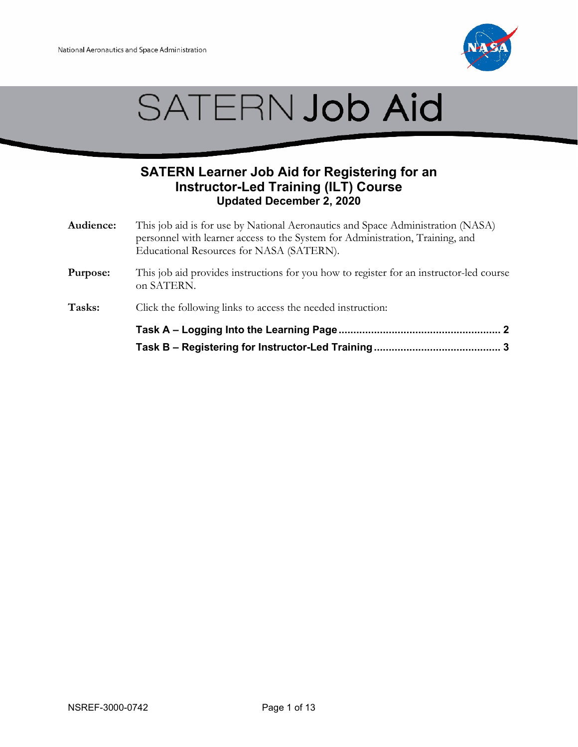National Aeronautics and Space Administration

# SATERN Job Aid

## SATERN Learner Job Aid for Registering for an Instructor-Led Training (ILT) Course

**Updated December 2, 2020**

**Audience:** This job aid is for use by National Aeronautics and Space Administration (NASA) personnel with learner access to the System for Administration, Training, and Educational Resources for NASA (SATERN).

**Purpose:** This job aid provides instructions for you how to register for an instructor-led course on SATERN.

**Tasks:** Click the following links to access the needed instruction:

**Task A – Logging Into the Learning Page ...................................................... 2**

**Task B – Registering for Instructor-Led Training .......................................... 3**

NSREF-3000-0742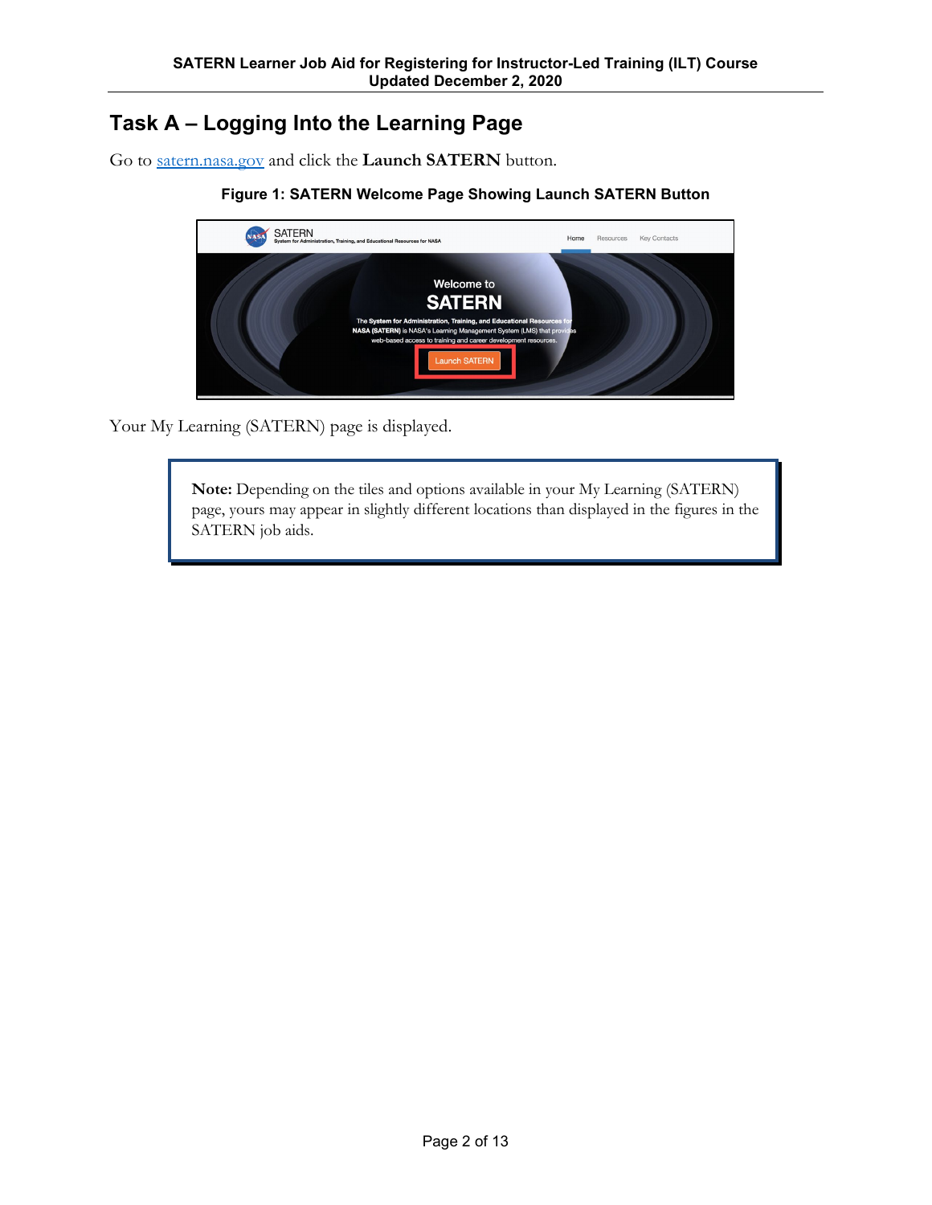## Task A – Logging Into the Learning Page

Go to [satern.nasa.gov](satern.nasa.gov) and click the **Launch SATERN** button.

**Figure 1: SATERN Welcome Page Showing Launch SATERN Button**

Your My Learning (SATERN) page is displayed.

> **Note:** Depending on the tiles and options available in your My Learning (SATERN) page, yours may appear in slightly different locations than displayed in the figures in the SATERN job aids.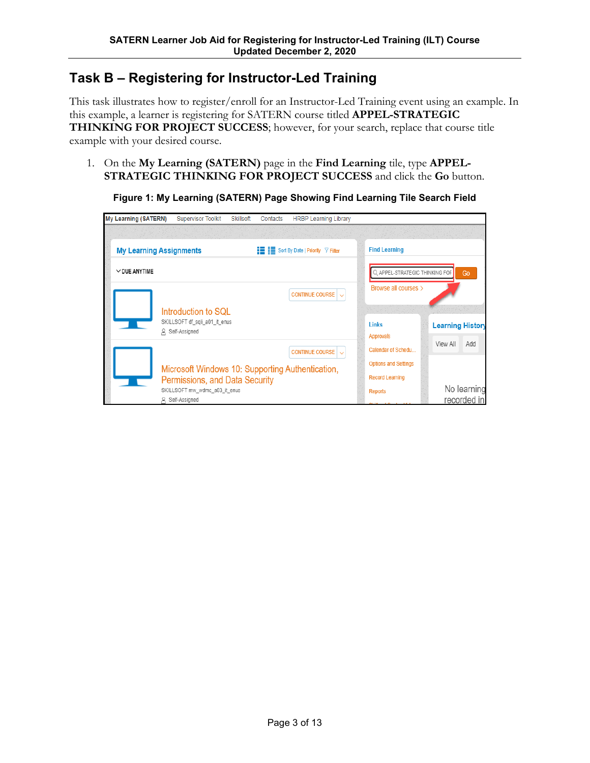## Task B – Registering for Instructor-Led Training

This task illustrates how to register/enroll for an Instructor-Led Training event using an example. In this example, a learner is registering for SATERN course titled **APPEL-STRATEGIC THINKING FOR PROJECT SUCCESS**; however, for your search, replace that course title example with your desired course.

1. On the **My Learning (SATERN)** page in the **Find Learning** tile, type **APPEL-STRATEGIC THINKING FOR PROJECT SUCCESS** and click the **Go** button.

**Figure 1: My Learning (SATERN) Page Showing Find Learning Tile Search Field**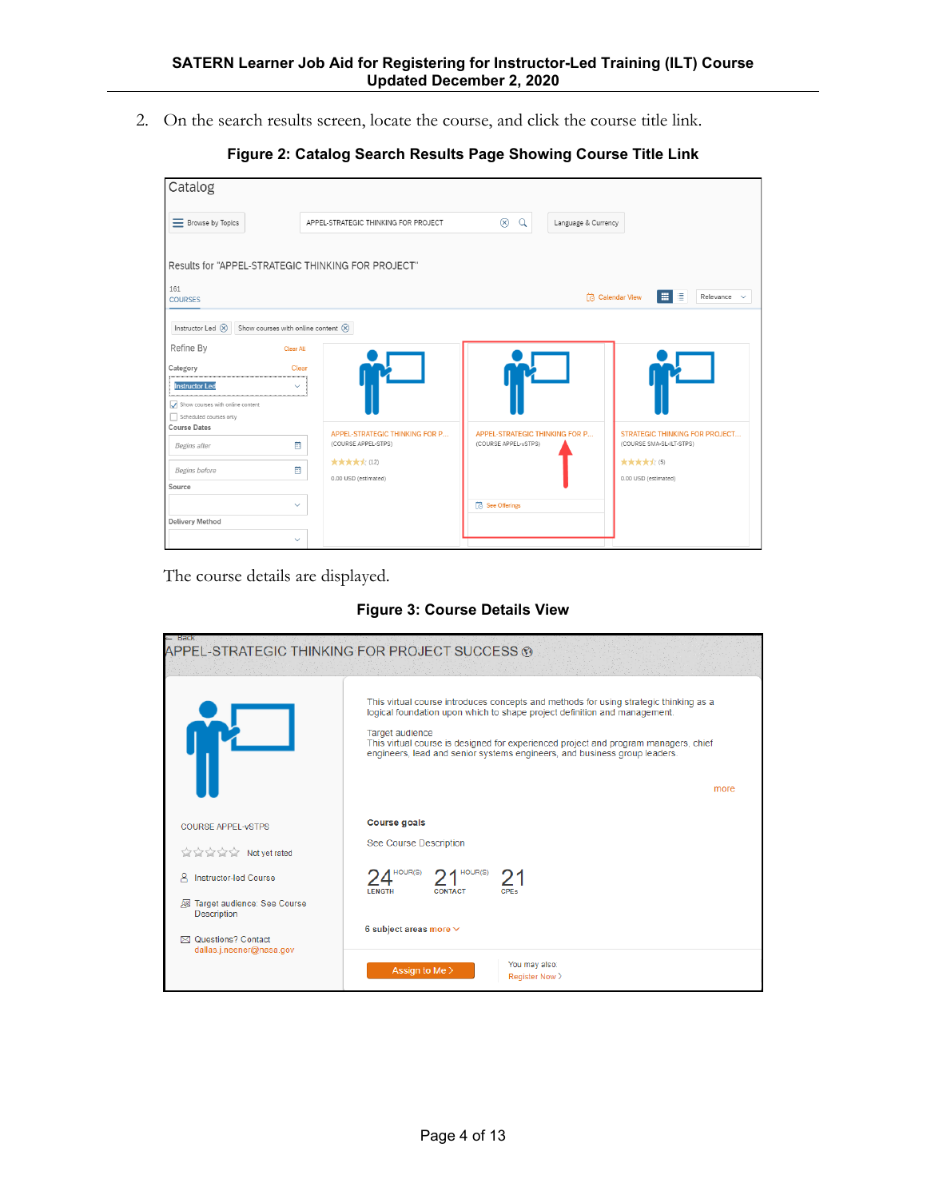2. On the search results screen, locate the course, and click the course title link.

**Figure 2: Catalog Search Results Page Showing Course Title Link**

The course details are displayed.

**Figure 3: Course Details View**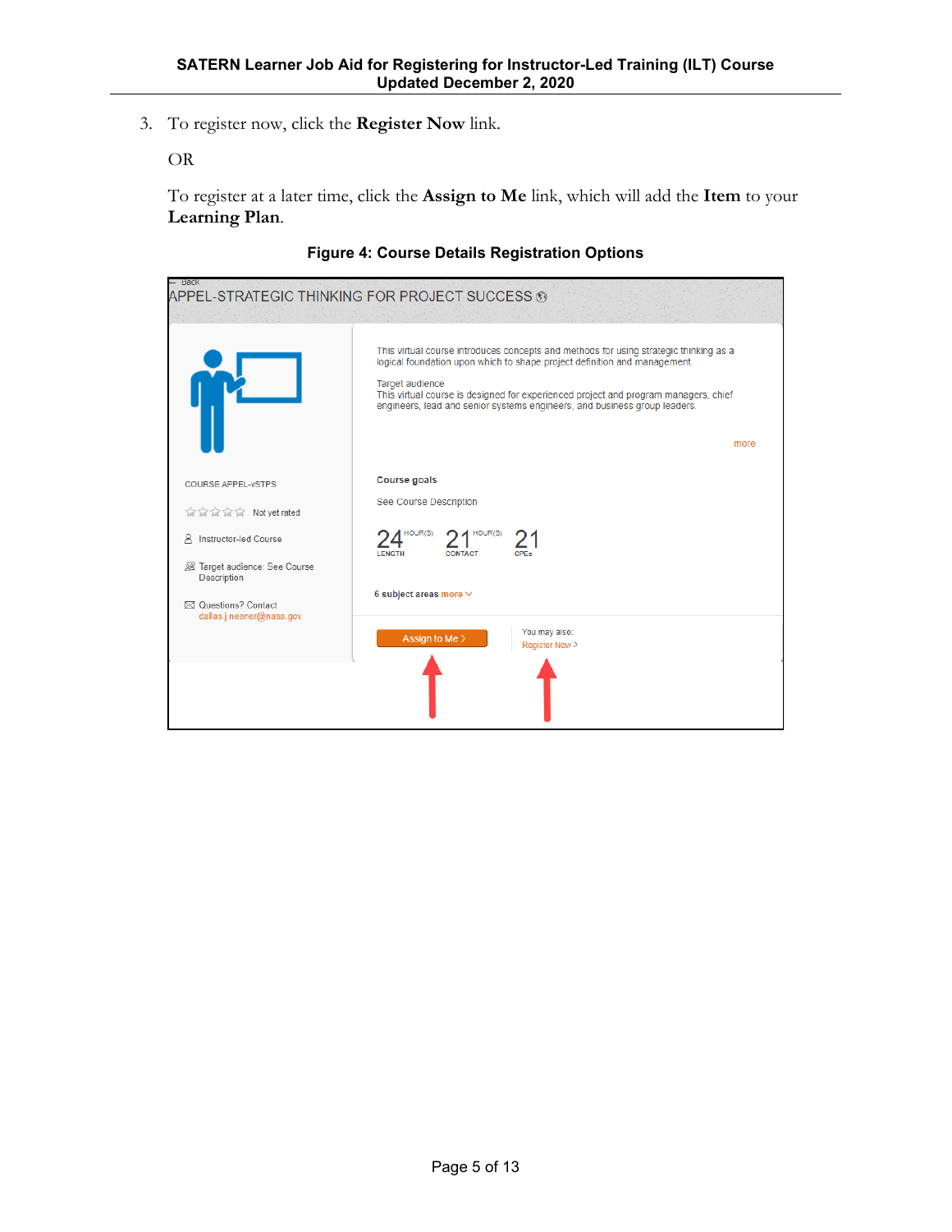3. To register now, click the **Register Now** link.

   OR

   To register at a later time, click the **Assign to Me** link, which will add the **Item** to your **Learning Plan**.

**Figure 4: Course Details Registration Options**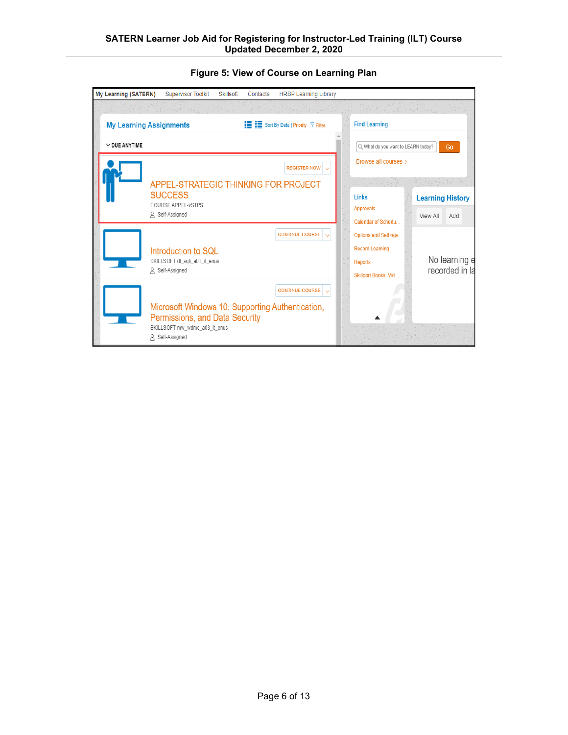**Figure 5: View of Course on Learning Plan**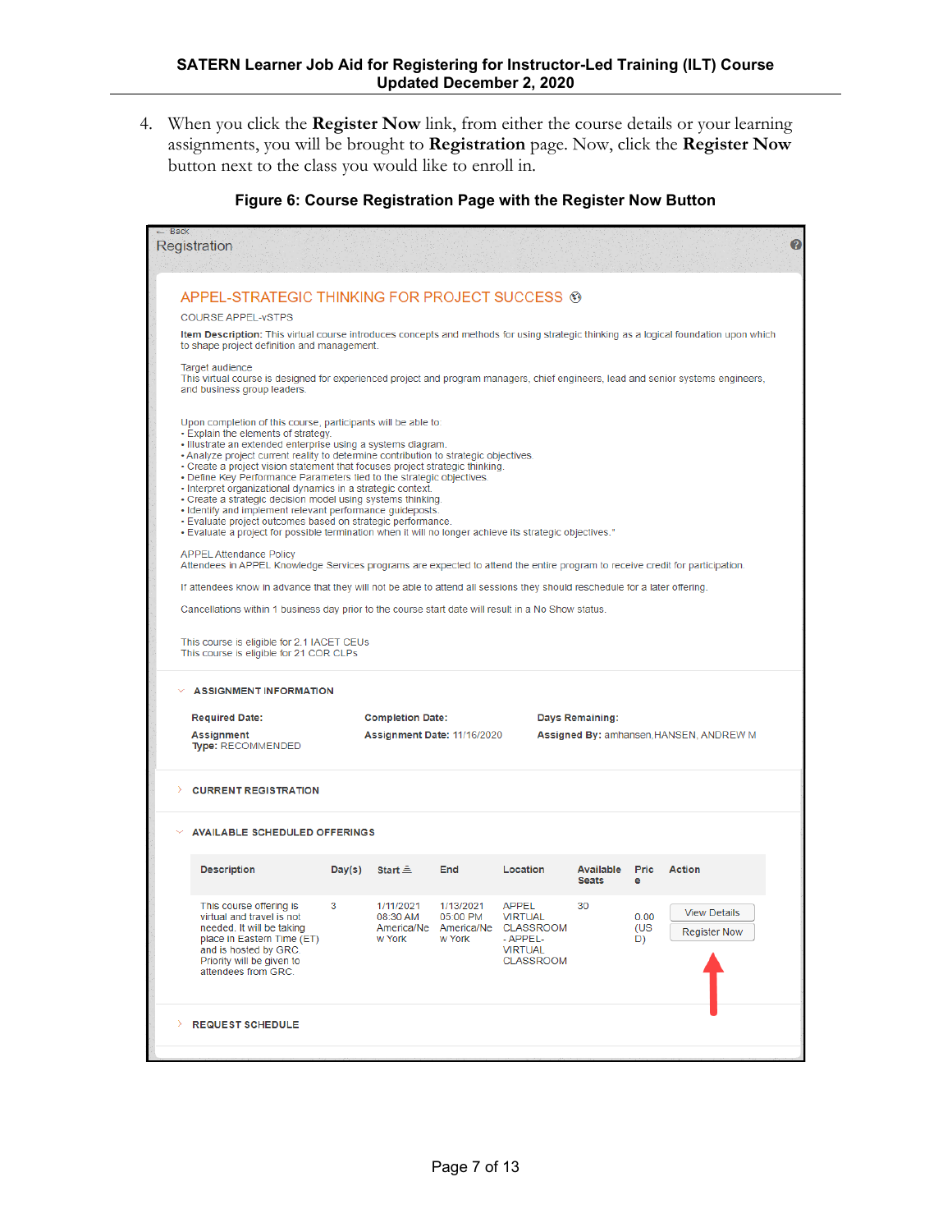4. When you click the **Register Now** link, from either the course details or your learning assignments, you will be brought to **Registration** page. Now, click the **Register Now** button next to the class you would like to enroll in.

**Figure 6: Course Registration Page with the Register Now Button**

← Back

Registration

APPEL-STRATEGIC THINKING FOR PROJECT SUCCESS

COURSE APPEL-vSTPS

**Item Description:** This virtual course introduces concepts and methods for using strategic thinking as a logical foundation upon which to shape project definition and management.

Target audience
This virtual course is designed for experienced project and program managers, chief engineers, lead and senior systems engineers, and business group leaders.

Upon completion of this course, participants will be able to:
• Explain the elements of strategy.
• Illustrate an extended enterprise using a systems diagram.
• Analyze project current reality to determine contribution to strategic objectives.
• Create a project vision statement that focuses project strategic thinking.
• Define Key Performance Parameters tied to the strategic objectives.
• Interpret organizational dynamics in a strategic context.
• Create a strategic decision model using systems thinking.
• Identify and implement relevant performance guideposts.
• Evaluate project outcomes based on strategic performance.
• Evaluate a project for possible termination when it will no longer achieve its strategic objectives."

APPEL Attendance Policy
Attendees in APPEL Knowledge Services programs are expected to attend the entire program to receive credit for participation.

If attendees know in advance that they will not be able to attend all sessions they should reschedule for a later offering.

Cancellations within 1 business day prior to the course start date will result in a No Show status.

This course is eligible for 2.1 IACET CEUs
This course is eligible for 21 COR CLPs

**ASSIGNMENT INFORMATION**

| **Required Date:** | **Completion Date:** | **Days Remaining:** |
|---|---|---|
| **Assignment Type:** RECOMMENDED | **Assignment Date:** 11/16/2020 | **Assigned By:** amhansen,HANSEN, ANDREW M |

**CURRENT REGISTRATION**

**AVAILABLE SCHEDULED OFFERINGS**

| Description | Day(s) | Start | End | Location | Available Seats | Price | Action |
|---|---|---|---|---|---|---|---|
| This course offering is virtual and travel is not needed. It will be taking place in Eastern Time (ET) and is hosted by GRC. Priority will be given to attendees from GRC. | 3 | 1/11/2021 08:30 AM America/New York | 1/13/2021 05:00 PM America/New York | APPEL VIRTUAL CLASSROOM - APPEL-VIRTUAL CLASSROOM | 30 | 0.00 (USD) | View Details / Register Now |

**REQUEST SCHEDULE**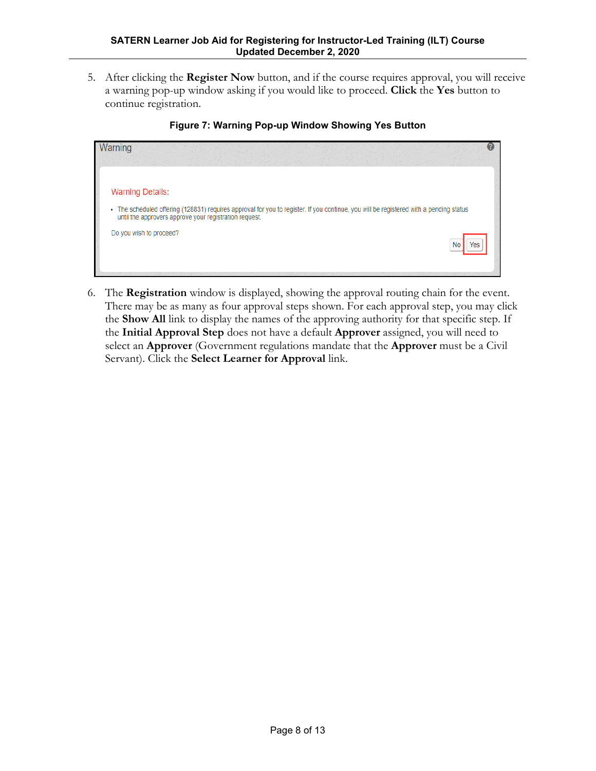5. After clicking the **Register Now** button, and if the course requires approval, you will receive a warning pop-up window asking if you would like to proceed. **Click** the **Yes** button to continue registration.

**Figure 7: Warning Pop-up Window Showing Yes Button**

Warning

Warning Details:

- The scheduled offering (128831) requires approval for you to register. If you continue, you will be registered with a pending status until the approvers approve your registration request.

Do you wish to proceed?

No Yes

6. The **Registration** window is displayed, showing the approval routing chain for the event. There may be as many as four approval steps shown. For each approval step, you may click the **Show All** link to display the names of the approving authority for that specific step. If the **Initial Approval Step** does not have a default **Approver** assigned, you will need to select an **Approver** (Government regulations mandate that the **Approver** must be a Civil Servant). Click the **Select Learner for Approval** link.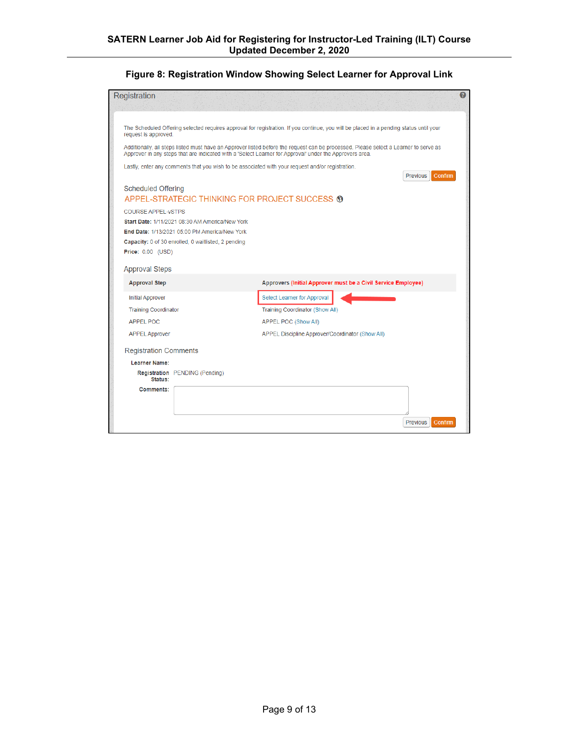**Figure 8: Registration Window Showing Select Learner for Approval Link**

Registration

The Scheduled Offering selected requires approval for registration. If you continue, you will be placed in a pending status until your request is approved.

Additionally, all steps listed must have an Approver listed before the request can be processed. Please select a Learner to serve as Approver in any steps that are indicated with a 'Select Learner for Approval' under the Approvers area.

Lastly, enter any comments that you wish to be associated with your request and/or registration.

Previous | Confirm

Scheduled Offering

APPEL-STRATEGIC THINKING FOR PROJECT SUCCESS

COURSE APPEL-vSTPS

**Start Date:** 1/11/2021 08:30 AM America/New York

**End Date:** 1/13/2021 05:00 PM America/New York

**Capacity:** 0 of 30 enrolled, 0 waitlisted, 2 pending

**Price:** 0.00 (USD)

Approval Steps

| Approval Step | Approvers (Initial Approver must be a Civil Service Employee) |
|---|---|
| Initial Approver | Select Learner for Approval |
| Training Coordinator | Training Coordinator (Show All) |
| APPEL POC | APPEL POC (Show All) |
| APPEL Approver | APPEL Discipline Approver/Coordinator (Show All) |

Registration Comments

**Learner Name:**

**Registration Status:** PENDING (Pending)

**Comments:**

Previous | Confirm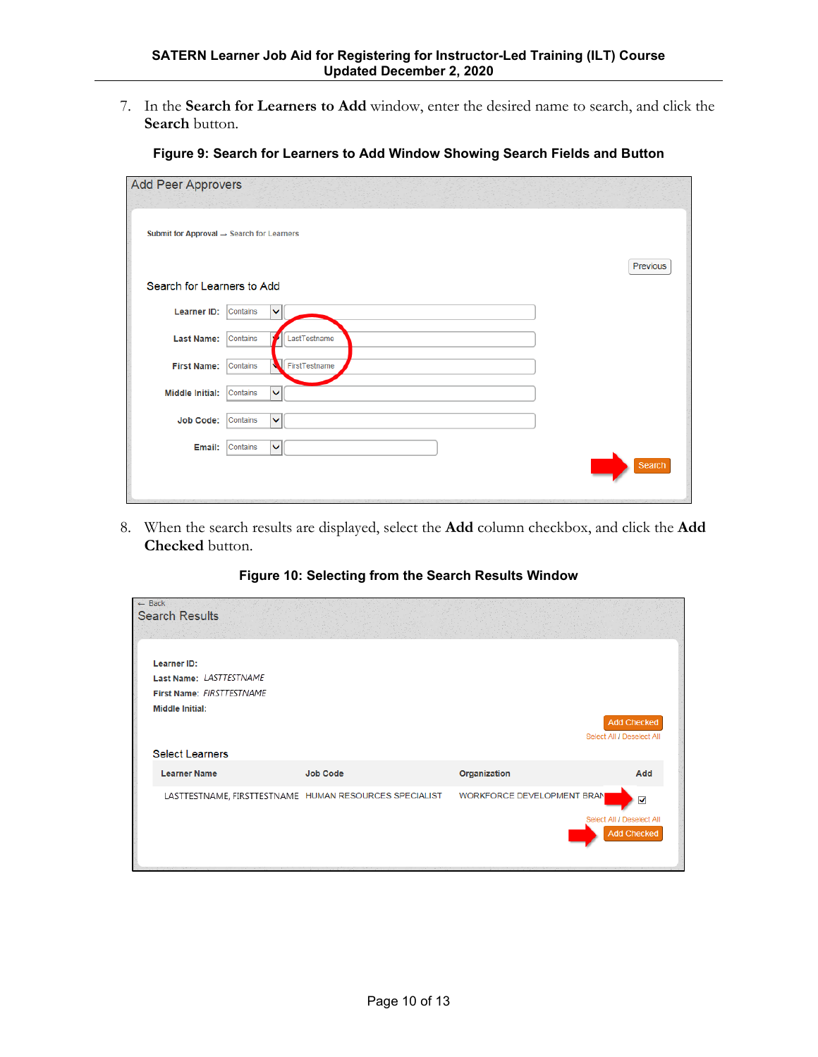7. In the **Search for Learners to Add** window, enter the desired name to search, and click the **Search** button.

**Figure 9: Search for Learners to Add Window Showing Search Fields and Button**

Add Peer Approvers

Submit for Approval → Search for Learners

Previous

Search for Learners to Add

Learner ID: Contains

Last Name: Contains LastTestname

First Name: Contains FirstTestname

Middle Initial: Contains

Job Code: Contains

Email: Contains

Search

8. When the search results are displayed, select the **Add** column checkbox, and click the **Add Checked** button.

**Figure 10: Selecting from the Search Results Window**

← Back

Search Results

**Learner ID:**
**Last Name:** *LASTTESTNAME*
**First Name:** *FIRSTTESTNAME*
**Middle Initial:**

Add Checked
Select All / Deselect All

Select Learners

| Learner Name | Job Code | Organization | Add |
|---|---|---|---|
| LASTTESTNAME, FIRSTTESTNAME | HUMAN RESOURCES SPECIALIST | WORKFORCE DEVELOPMENT BRAN | ☑ |

Select All / Deselect All
Add Checked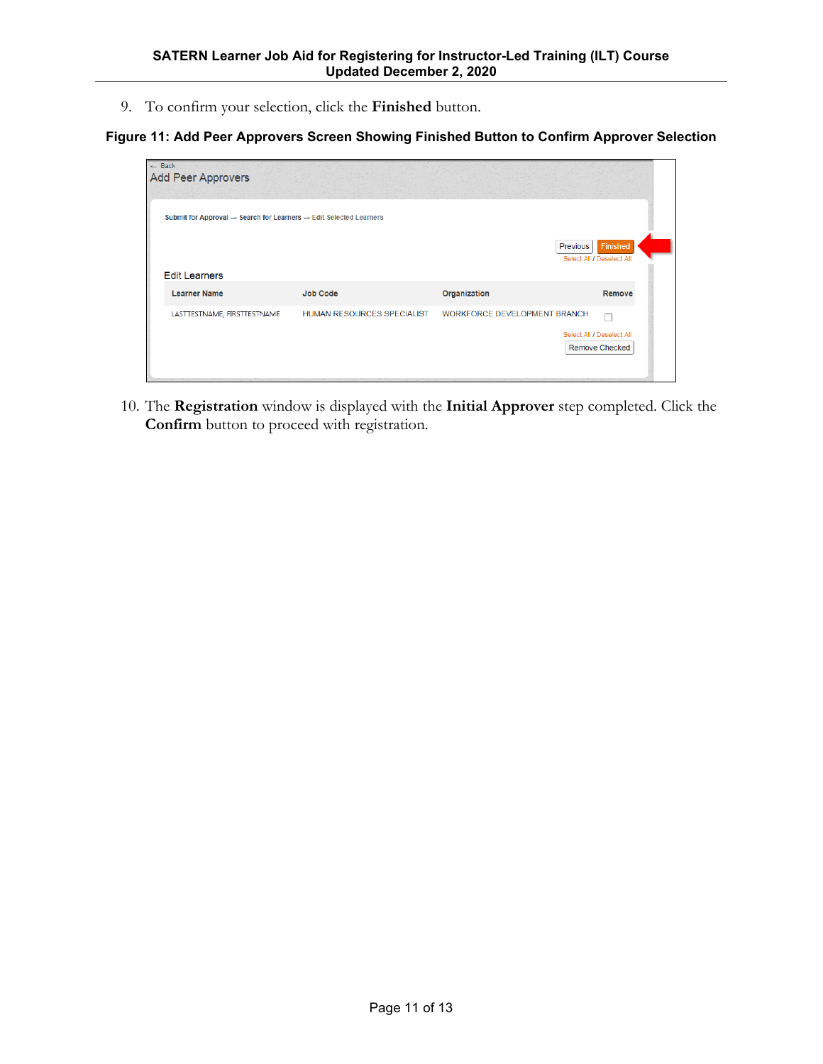9. To confirm your selection, click the **Finished** button.

**Figure 11: Add Peer Approvers Screen Showing Finished Button to Confirm Approver Selection**

10. The **Registration** window is displayed with the **Initial Approver** step completed. Click the **Confirm** button to proceed with registration.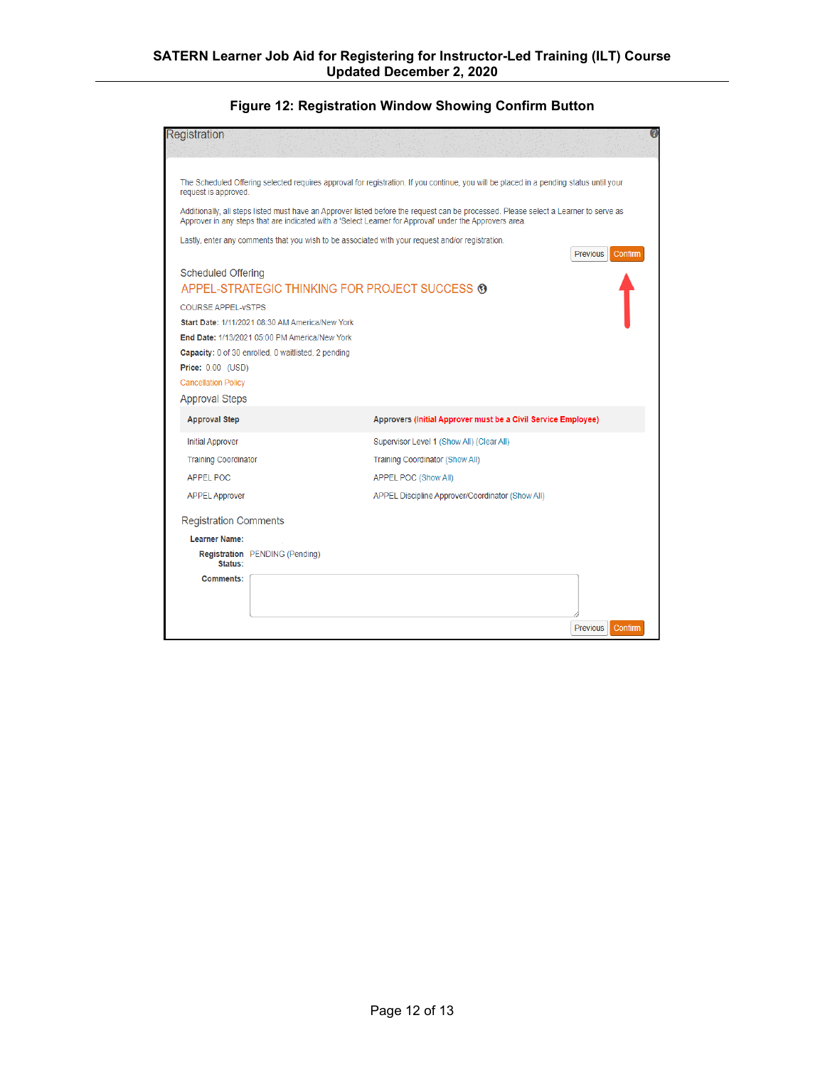**Figure 12: Registration Window Showing Confirm Button**

Registration

The Scheduled Offering selected requires approval for registration. If you continue, you will be placed in a pending status until your request is approved.

Additionally, all steps listed must have an Approver listed before the request can be processed. Please select a Learner to serve as Approver in any steps that are indicated with a 'Select Learner for Approval' under the Approvers area.

Lastly, enter any comments that you wish to be associated with your request and/or registration.

Previous | Confirm

Scheduled Offering

APPEL-STRATEGIC THINKING FOR PROJECT SUCCESS

COURSE APPEL-vSTPS

**Start Date:** 1/11/2021 08:30 AM America/New York

**End Date:** 1/13/2021 05:00 PM America/New York

**Capacity:** 0 of 30 enrolled, 0 waitlisted, 2 pending

**Price:** 0.00 (USD)

Cancellation Policy

Approval Steps

| Approval Step | Approvers (Initial Approver must be a Civil Service Employee) |
|---|---|
| Initial Approver | Supervisor Level 1 (Show All) (Clear All) |
| Training Coordinator | Training Coordinator (Show All) |
| APPEL POC | APPEL POC (Show All) |
| APPEL Approver | APPEL Discipline Approver/Coordinator (Show All) |

Registration Comments

**Learner Name:**

**Registration Status:** PENDING (Pending)

**Comments:**

Previous | Confirm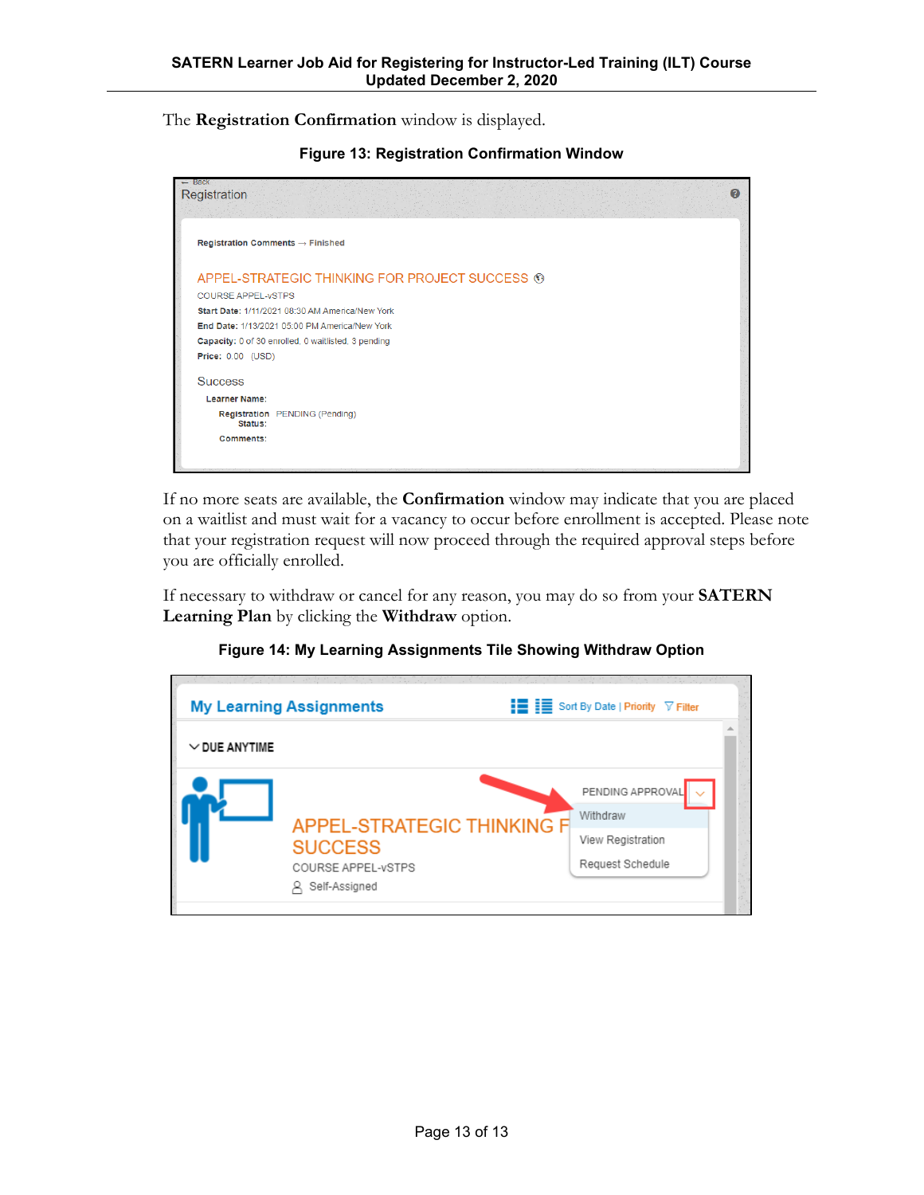The **Registration Confirmation** window is displayed.

**Figure 13: Registration Confirmation Window**

If no more seats are available, the **Confirmation** window may indicate that you are placed on a waitlist and must wait for a vacancy to occur before enrollment is accepted. Please note that your registration request will now proceed through the required approval steps before you are officially enrolled.

If necessary to withdraw or cancel for any reason, you may do so from your **SATERN Learning Plan** by clicking the **Withdraw** option.

**Figure 14: My Learning Assignments Tile Showing Withdraw Option**